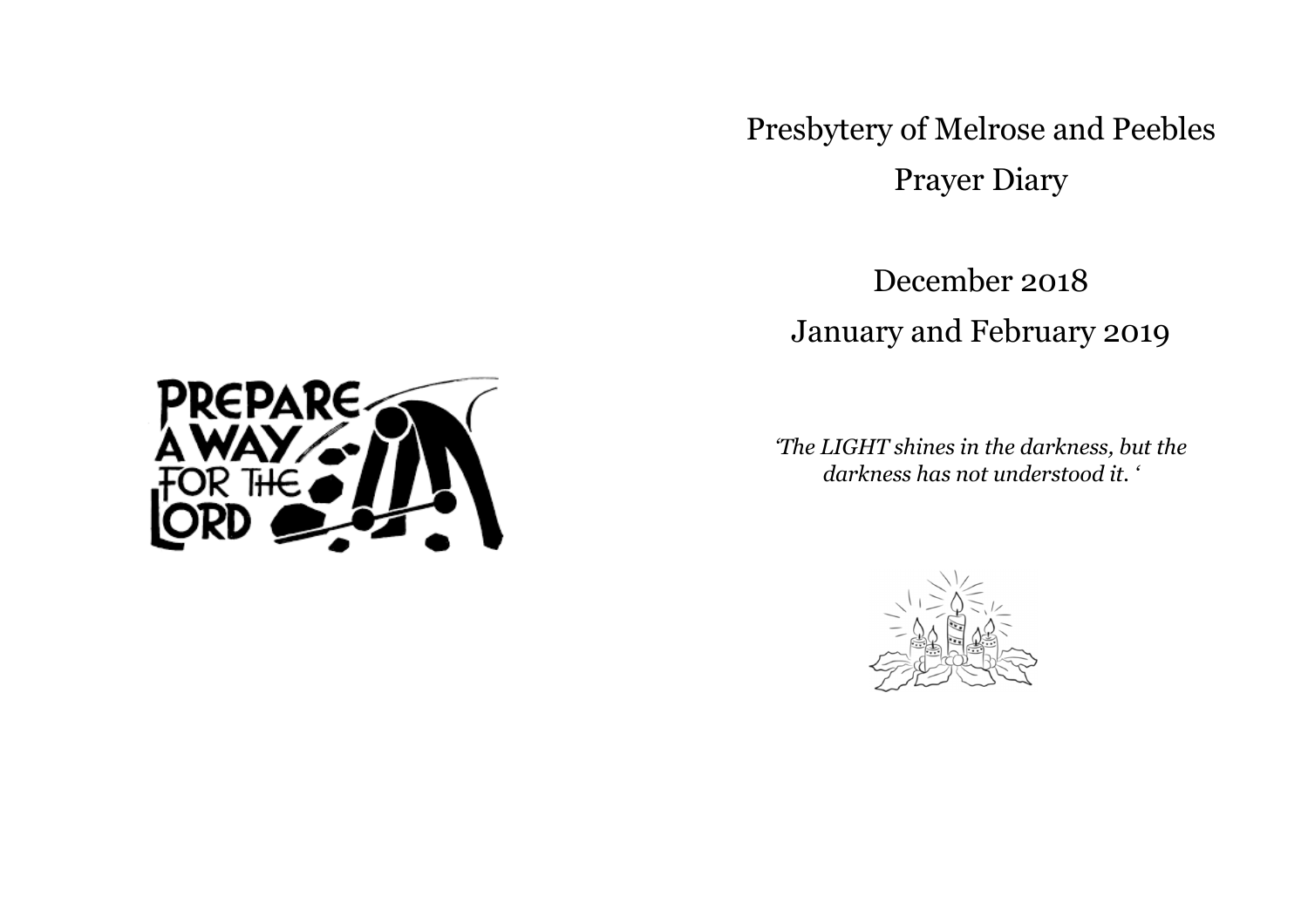# Presbytery of Melrose and Peebles

# Prayer Diary

## December 2018

## January and February 2019

*'The LIGHT shines in the darkness, but the darkness has not understood it. '*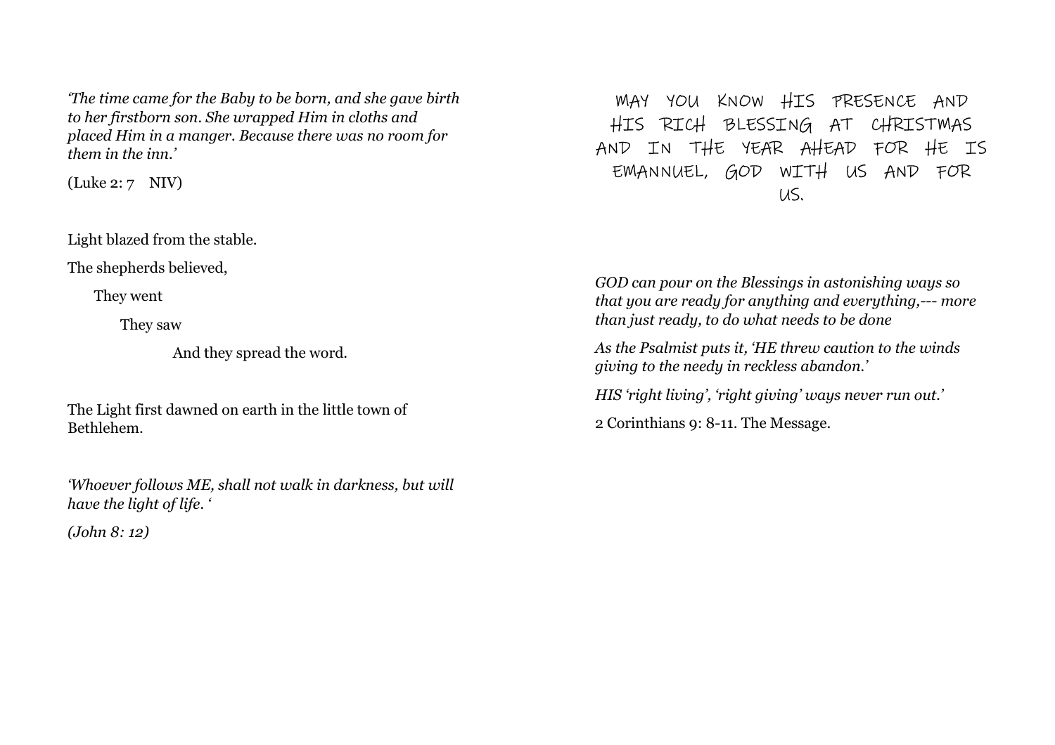*'The time came for the Baby to be born, and she gave birth to her firstborn son. She wrapped Him in cloths and placed Him in a manger. Because there was no room for them in the inn.'*

(Luke 2: 7 NIV)

Light blazed from the stable.

The shepherds believed,

They went

They saw

And they spread the word.

The Light first dawned on earth in the little town of Bethlehem.

*'Whoever follows ME, shall not walk in darkness, but will have the light of life. '*

*(John 8: 12)*

MAY YOU KNOW HIS PRESENCE AND HIS RICH BLESSING AT CHRISTMAS AND IN THE YEAR AHEAD FOR HE IS EMANNUEL, GOD WITH US AND FOR US.

*GOD can pour on the Blessings in astonishing ways so that you are ready for anything and everything,--- more than just ready, to do what needs to be done*

*As the Psalmist puts it, 'HE threw caution to the winds giving to the needy in reckless abandon.'*

*HIS 'right living', 'right giving' ways never run out.'*

2 Corinthians 9: 8-11. The Message.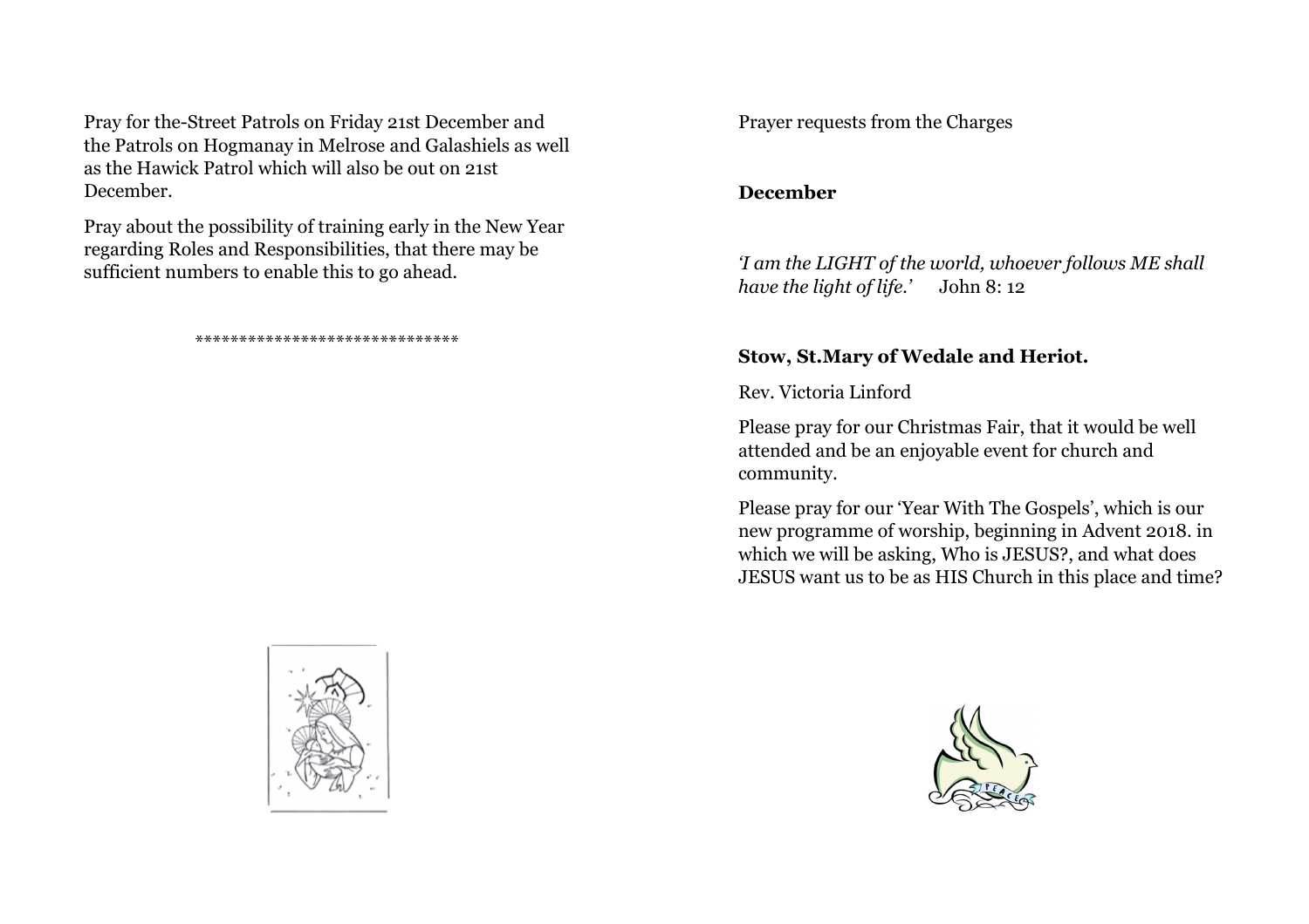Pray for the-Street Patrols on Friday 21st December and the Patrols on Hogmanay in Melrose and Galashiels as well as the Hawick Patrol which will also be out on 21st December.

Pray about the possibility of training early in the New Year regarding Roles and Responsibilities, that there may be sufficient numbers to enable this to go ahead.

******************************

Prayer requests from the Charges

**December**

*'I am the LIGHT of the world, whoever follows ME shall have the light of life.'* John 8: 12

**Stow, St.Mary of Wedale and Heriot.**

Rev. Victoria Linford

Please pray for our Christmas Fair, that it would be well attended and be an enjoyable event for church and community.

Please pray for our 'Year With The Gospels', which is our new programme of worship, beginning in Advent 2018. in which we will be asking, Who is JESUS?, and what does JESUS want us to be as HIS Church in this place and time?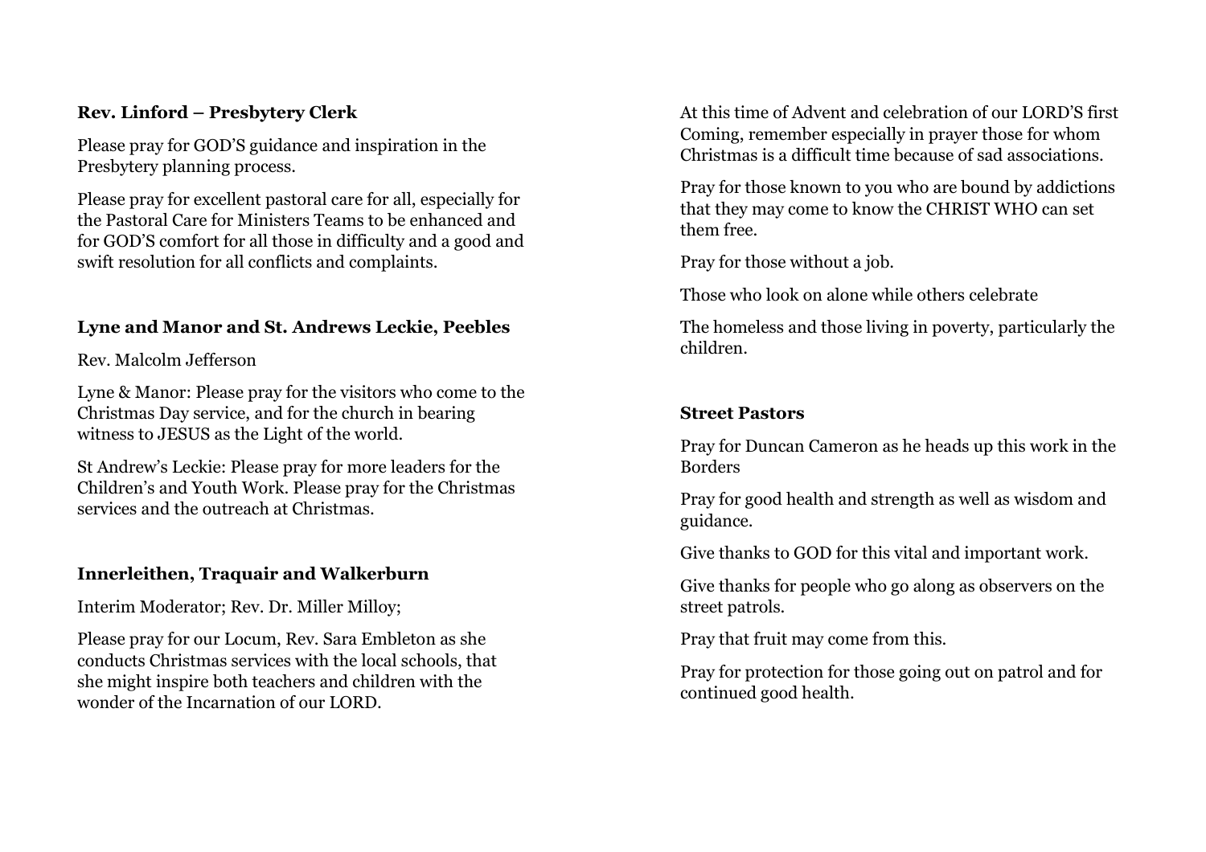**Rev. Linford – Presbytery Clerk**

Please pray for GOD'S guidance and inspiration in the Presbytery planning process.

Please pray for excellent pastoral care for all, especially for the Pastoral Care for Ministers Teams to be enhanced and for GOD'S comfort for all those in difficulty and a good and swift resolution for all conflicts and complaints.

**Lyne and Manor and St. Andrews Leckie, Peebles**

Rev. Malcolm Jefferson

Lyne & Manor: Please pray for the visitors who come to the Christmas Day service, and for the church in bearing witness to JESUS as the Light of the world.

St Andrew's Leckie: Please pray for more leaders for the Children's and Youth Work. Please pray for the Christmas services and the outreach at Christmas.

**Innerleithen, Traquair and Walkerburn**

Interim Moderator; Rev. Dr. Miller Milloy;

Please pray for our Locum, Rev. Sara Embleton as she conducts Christmas services with the local schools, that she might inspire both teachers and children with the wonder of the Incarnation of our LORD.

At this time of Advent and celebration of our LORD'S first Coming, remember especially in prayer those for whom Christmas is a difficult time because of sad associations.

Pray for those known to you who are bound by addictions that they may come to know the CHRIST WHO can set them free.

Pray for those without a job.

Those who look on alone while others celebrate

The homeless and those living in poverty, particularly the children.

**Street Pastors**

Pray for Duncan Cameron as he heads up this work in the Borders

Pray for good health and strength as well as wisdom and guidance.

Give thanks to GOD for this vital and important work.

Give thanks for people who go along as observers on the street patrols.

Pray that fruit may come from this.

Pray for protection for those going out on patrol and for continued good health.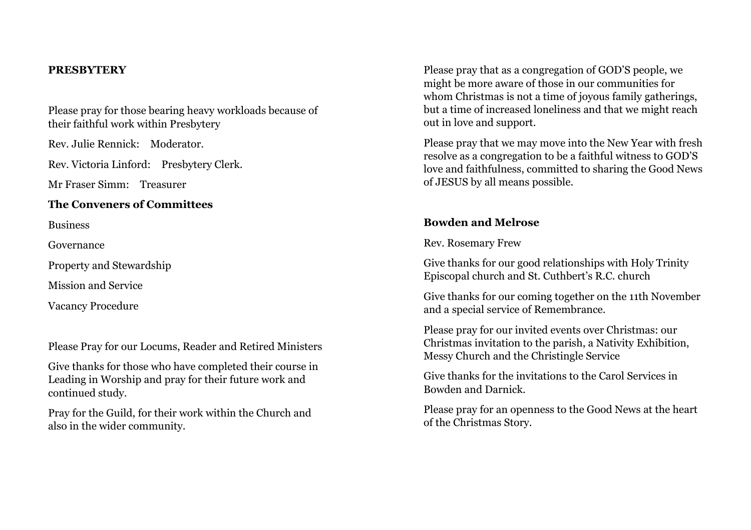**PRESBYTERY**

Please pray for those bearing heavy workloads because of their faithful work within Presbytery

Rev. Julie Rennick: Moderator.

Rev. Victoria Linford: Presbytery Clerk.

Mr Fraser Simm: Treasurer

**The Conveners of Committees**

Business

Governance

Property and Stewardship

Mission and Service

Vacancy Procedure

Please Pray for our Locums, Reader and Retired Ministers

Give thanks for those who have completed their course in Leading in Worship and pray for their future work and continued study.

Pray for the Guild, for their work within the Church and also in the wider community.

Please pray that as a congregation of GOD'S people, we might be more aware of those in our communities for whom Christmas is not a time of joyous family gatherings, but a time of increased loneliness and that we might reach out in love and support.

Please pray that we may move into the New Year with fresh resolve as a congregation to be a faithful witness to GOD'S love and faithfulness, committed to sharing the Good News of JESUS by all means possible.

**Bowden and Melrose**

Rev. Rosemary Frew

Give thanks for our good relationships with Holy Trinity Episcopal church and St. Cuthbert's R.C. church

Give thanks for our coming together on the 11th November and a special service of Remembrance.

Please pray for our invited events over Christmas: our Christmas invitation to the parish, a Nativity Exhibition, Messy Church and the Christingle Service

Give thanks for the invitations to the Carol Services in Bowden and Darnick.

Please pray for an openness to the Good News at the heart of the Christmas Story.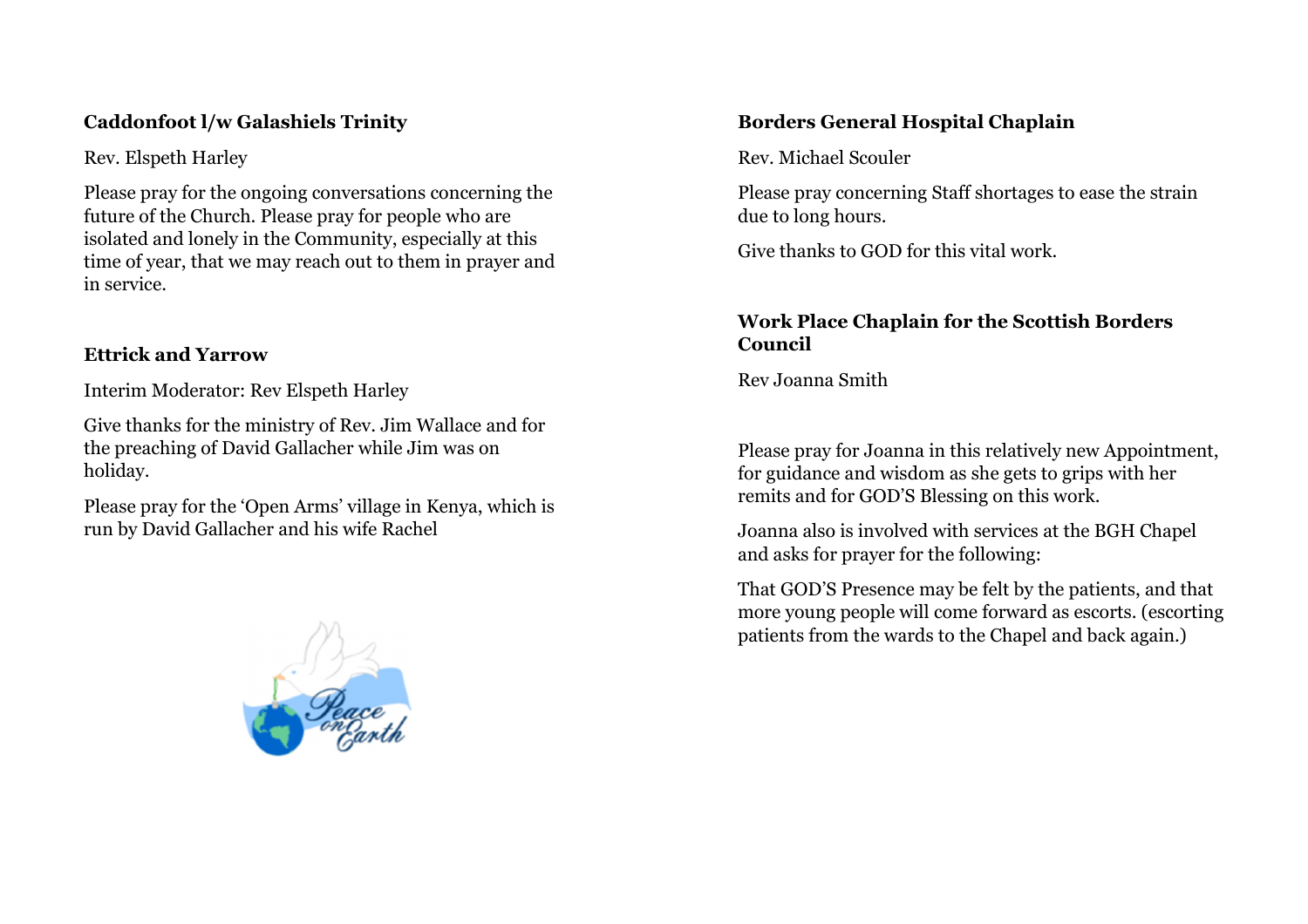**Caddonfoot l/w Galashiels Trinity**

Rev. Elspeth Harley

Please pray for the ongoing conversations concerning the future of the Church. Please pray for people who are isolated and lonely in the Community, especially at this time of year, that we may reach out to them in prayer and in service.

**Ettrick and Yarrow**

Interim Moderator: Rev Elspeth Harley

Give thanks for the ministry of Rev. Jim Wallace and for the preaching of David Gallacher while Jim was on holiday.

Please pray for the 'Open Arms' village in Kenya, which is run by David Gallacher and his wife Rachel

**Borders General Hospital Chaplain**

Rev. Michael Scouler

Please pray concerning Staff shortages to ease the strain due to long hours.

Give thanks to GOD for this vital work.

**Work Place Chaplain for the Scottish Borders Council**

Rev Joanna Smith

Please pray for Joanna in this relatively new Appointment, for guidance and wisdom as she gets to grips with her remits and for GOD'S Blessing on this work.

Joanna also is involved with services at the BGH Chapel and asks for prayer for the following:

That GOD'S Presence may be felt by the patients, and that more young people will come forward as escorts. (escorting patients from the wards to the Chapel and back again.)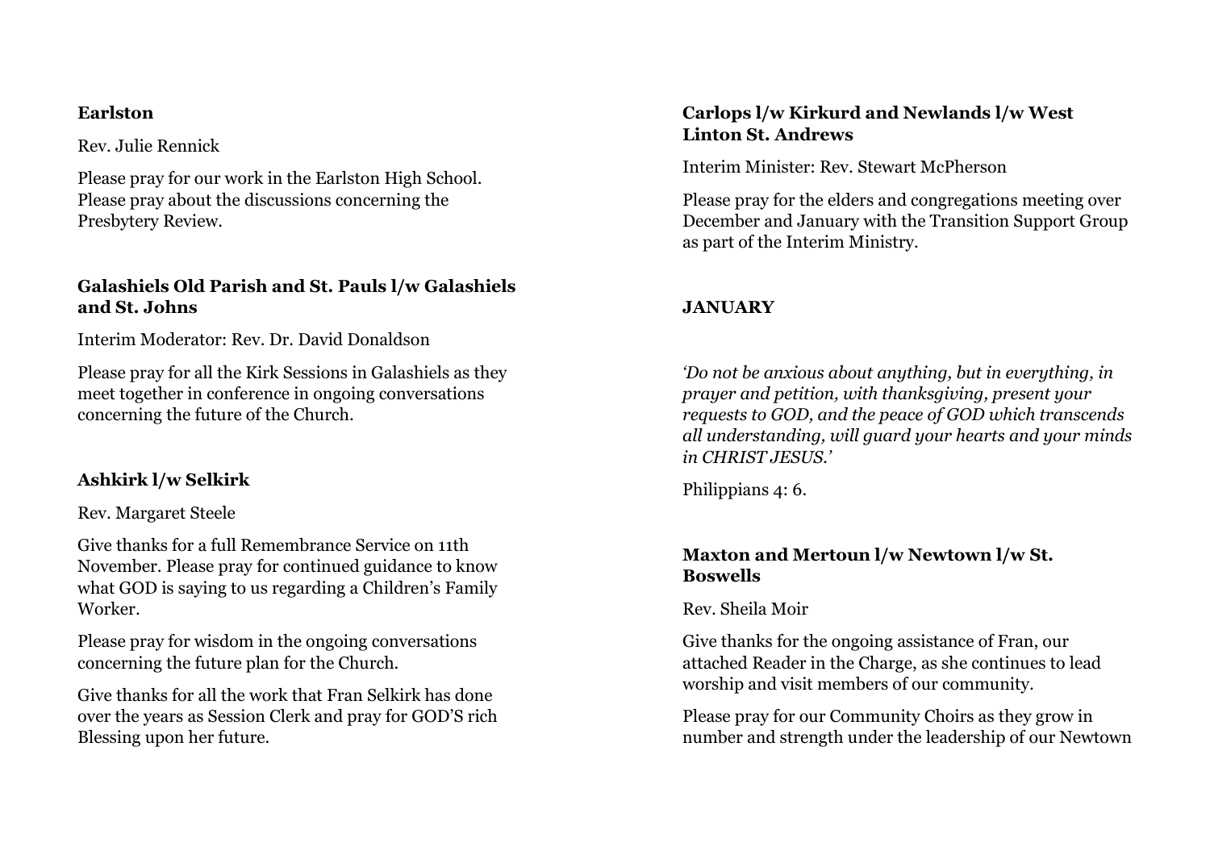**Earlston**

Rev. Julie Rennick

Please pray for our work in the Earlston High School. Please pray about the discussions concerning the Presbytery Review.

**Galashiels Old Parish and St. Pauls l/w Galashiels and St. Johns**

Interim Moderator: Rev. Dr. David Donaldson

Please pray for all the Kirk Sessions in Galashiels as they meet together in conference in ongoing conversations concerning the future of the Church.

**Ashkirk l/w Selkirk**

Rev. Margaret Steele

Give thanks for a full Remembrance Service on 11th November. Please pray for continued guidance to know what GOD is saying to us regarding a Children's Family Worker.

Please pray for wisdom in the ongoing conversations concerning the future plan for the Church.

Give thanks for all the work that Fran Selkirk has done over the years as Session Clerk and pray for GOD'S rich Blessing upon her future.

**Carlops l/w Kirkurd and Newlands l/w West Linton St. Andrews**

Interim Minister: Rev. Stewart McPherson

Please pray for the elders and congregations meeting over December and January with the Transition Support Group as part of the Interim Ministry.

**JANUARY**

*'Do not be anxious about anything, but in everything, in prayer and petition, with thanksgiving, present your requests to GOD, and the peace of GOD which transcends all understanding, will guard your hearts and your minds in CHRIST JESUS.'*

Philippians 4: 6.

**Maxton and Mertoun l/w Newtown l/w St. Boswells**

Rev. Sheila Moir

Give thanks for the ongoing assistance of Fran, our attached Reader in the Charge, as she continues to lead worship and visit members of our community.

Please pray for our Community Choirs as they grow in number and strength under the leadership of our Newtown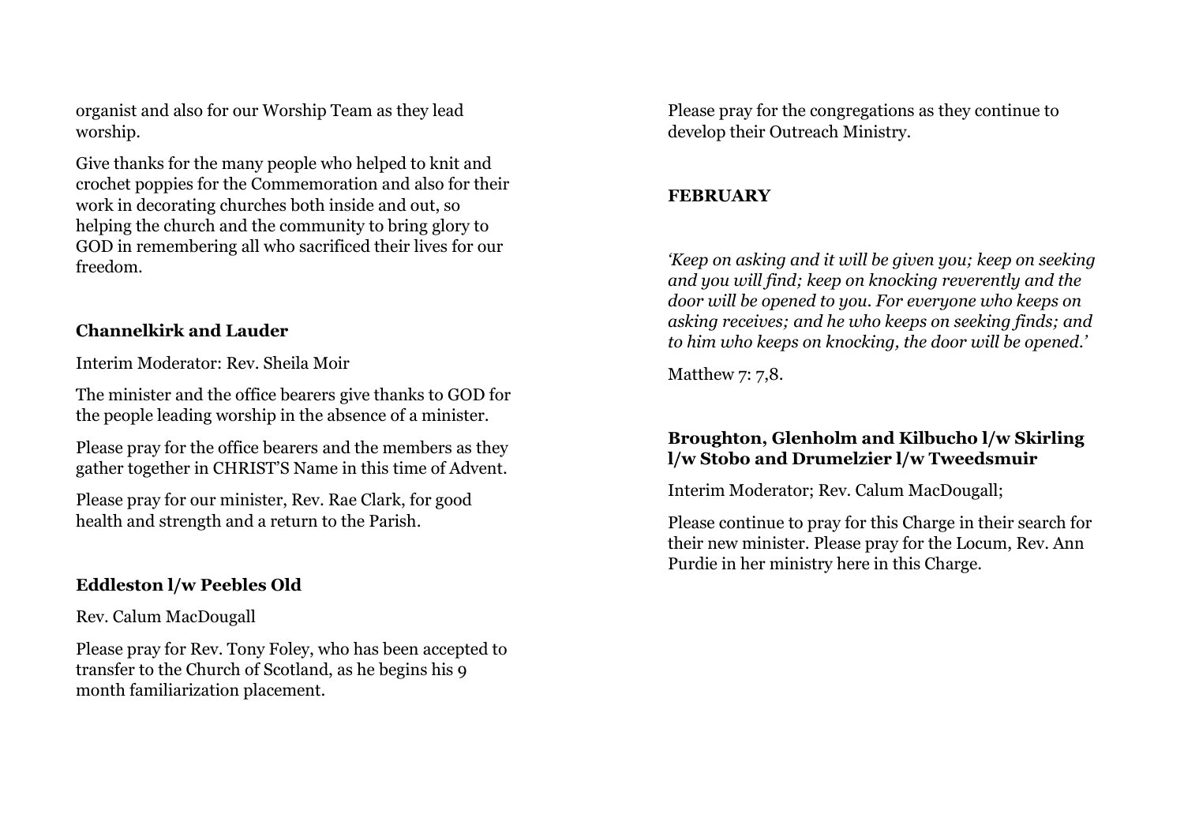organist and also for our Worship Team as they lead worship.

Give thanks for the many people who helped to knit and crochet poppies for the Commemoration and also for their work in decorating churches both inside and out, so helping the church and the community to bring glory to GOD in remembering all who sacrificed their lives for our freedom.

**Channelkirk and Lauder**

Interim Moderator: Rev. Sheila Moir

The minister and the office bearers give thanks to GOD for the people leading worship in the absence of a minister.

Please pray for the office bearers and the members as they gather together in CHRIST'S Name in this time of Advent.

Please pray for our minister, Rev. Rae Clark, for good health and strength and a return to the Parish.

**Eddleston l/w Peebles Old**

Rev. Calum MacDougall

Please pray for Rev. Tony Foley, who has been accepted to transfer to the Church of Scotland, as he begins his 9 month familiarization placement.

Please pray for the congregations as they continue to develop their Outreach Ministry.

**FEBRUARY**

*'Keep on asking and it will be given you; keep on seeking and you will find; keep on knocking reverently and the door will be opened to you. For everyone who keeps on asking receives; and he who keeps on seeking finds; and to him who keeps on knocking, the door will be opened.'*

Matthew 7: 7,8.

**Broughton, Glenholm and Kilbucho l/w Skirling l/w Stobo and Drumelzier l/w Tweedsmuir**

Interim Moderator; Rev. Calum MacDougall;

Please continue to pray for this Charge in their search for their new minister. Please pray for the Locum, Rev. Ann Purdie in her ministry here in this Charge.